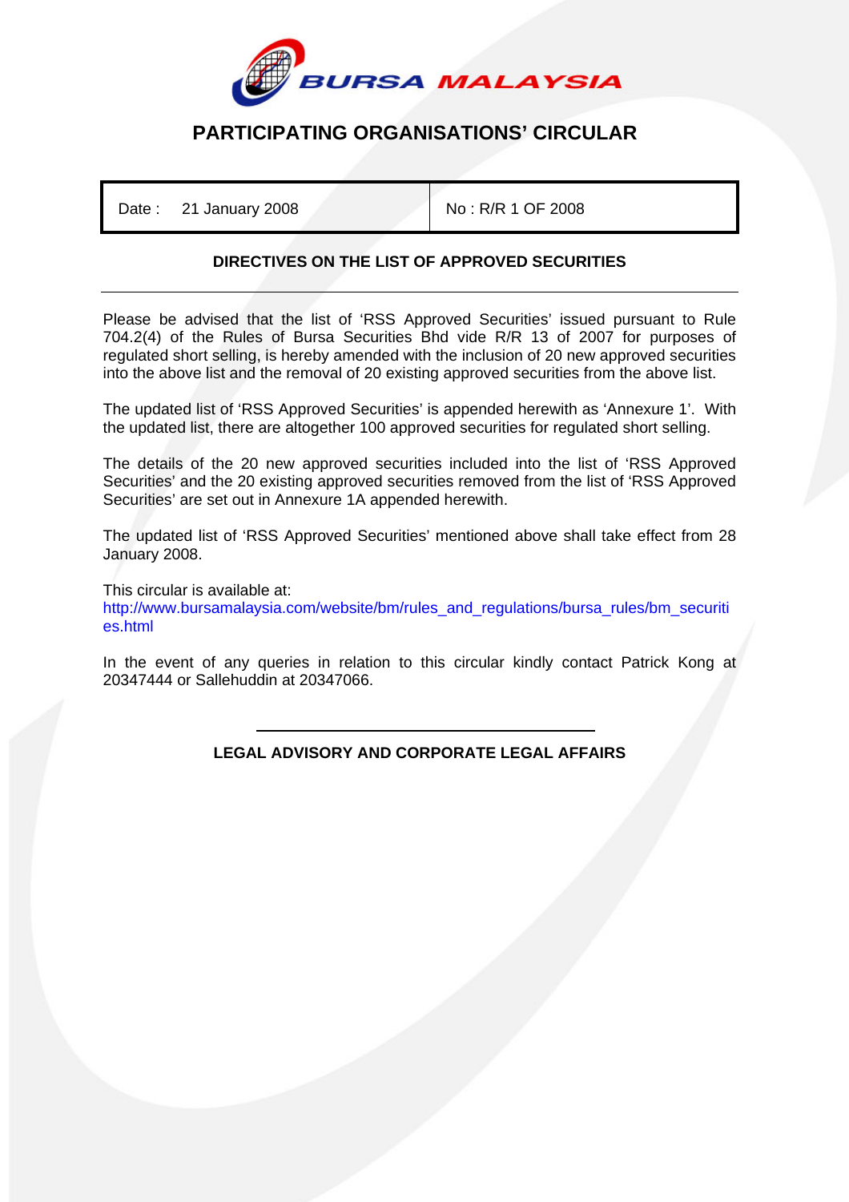# PARTICIPATING ORGANISATIONS' CIRCULAR

| Date : 21 January 2008 | No : R/R 1 OF 2008 |
| --- | --- |

## DIRECTIVES ON THE LIST OF APPROVED SECURITIES

Please be advised that the list of 'RSS Approved Securities' issued pursuant to Rule 704.2(4) of the Rules of Bursa Securities Bhd vide R/R 13 of 2007 for purposes of regulated short selling, is hereby amended with the inclusion of 20 new approved securities into the above list and the removal of 20 existing approved securities from the above list.

The updated list of 'RSS Approved Securities' is appended herewith as 'Annexure 1'. With the updated list, there are altogether 100 approved securities for regulated short selling.

The details of the 20 new approved securities included into the list of 'RSS Approved Securities' and the 20 existing approved securities removed from the list of 'RSS Approved Securities' are set out in Annexure 1A appended herewith.

The updated list of 'RSS Approved Securities' mentioned above shall take effect from 28 January 2008.

This circular is available at:
http://www.bursamalaysia.com/website/bm/rules_and_regulations/bursa_rules/bm_securities.html

In the event of any queries in relation to this circular kindly contact Patrick Kong at 20347444 or Sallehuddin at 20347066.

**LEGAL ADVISORY AND CORPORATE LEGAL AFFAIRS**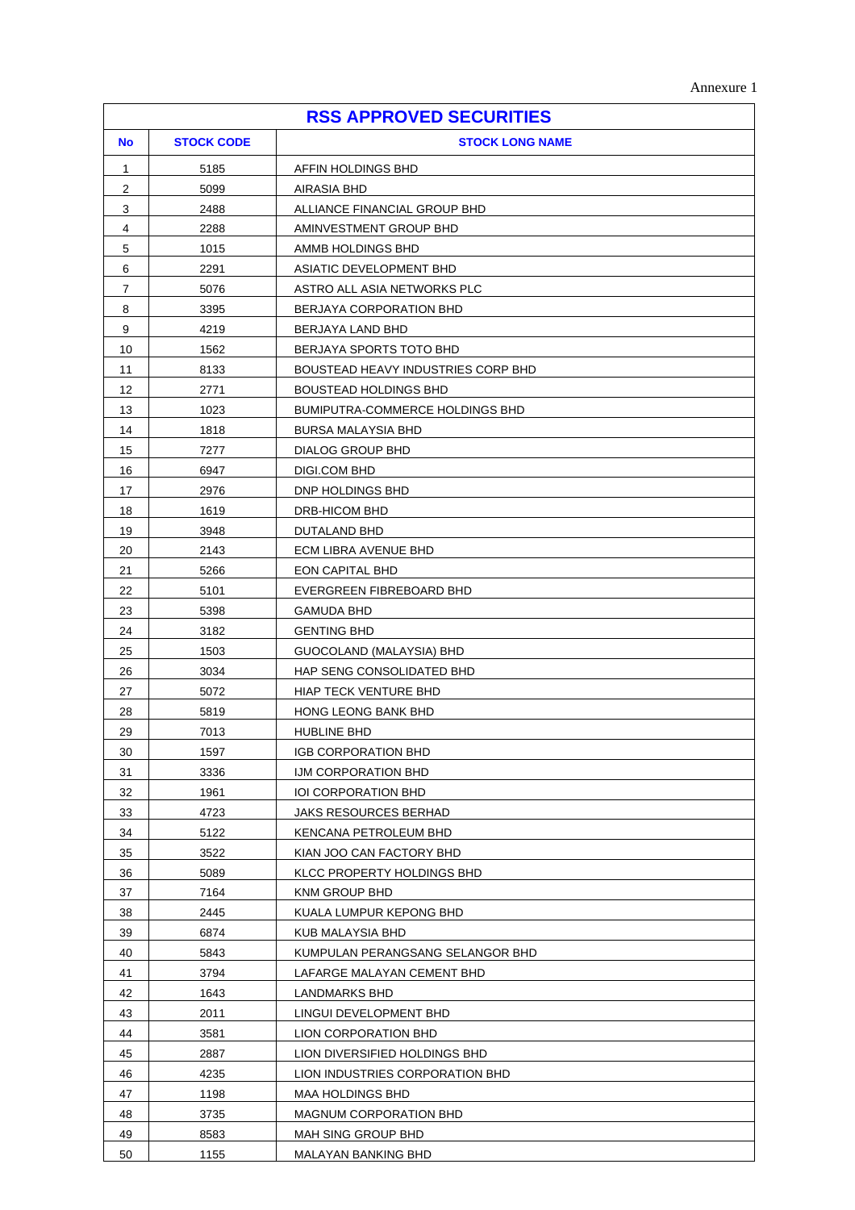Annexure 1

| RSS APPROVED SECURITIES | | |
|---|---|---|
| **No** | **STOCK CODE** | **STOCK LONG NAME** |
| 1 | 5185 | AFFIN HOLDINGS BHD |
| 2 | 5099 | AIRASIA BHD |
| 3 | 2488 | ALLIANCE FINANCIAL GROUP BHD |
| 4 | 2288 | AMINVESTMENT GROUP BHD |
| 5 | 1015 | AMMB HOLDINGS BHD |
| 6 | 2291 | ASIATIC DEVELOPMENT BHD |
| 7 | 5076 | ASTRO ALL ASIA NETWORKS PLC |
| 8 | 3395 | BERJAYA CORPORATION BHD |
| 9 | 4219 | BERJAYA LAND BHD |
| 10 | 1562 | BERJAYA SPORTS TOTO BHD |
| 11 | 8133 | BOUSTEAD HEAVY INDUSTRIES CORP BHD |
| 12 | 2771 | BOUSTEAD HOLDINGS BHD |
| 13 | 1023 | BUMIPUTRA-COMMERCE HOLDINGS BHD |
| 14 | 1818 | BURSA MALAYSIA BHD |
| 15 | 7277 | DIALOG GROUP BHD |
| 16 | 6947 | DIGI.COM BHD |
| 17 | 2976 | DNP HOLDINGS BHD |
| 18 | 1619 | DRB-HICOM BHD |
| 19 | 3948 | DUTALAND BHD |
| 20 | 2143 | ECM LIBRA AVENUE BHD |
| 21 | 5266 | EON CAPITAL BHD |
| 22 | 5101 | EVERGREEN FIBREBOARD BHD |
| 23 | 5398 | GAMUDA BHD |
| 24 | 3182 | GENTING BHD |
| 25 | 1503 | GUOCOLAND (MALAYSIA) BHD |
| 26 | 3034 | HAP SENG CONSOLIDATED BHD |
| 27 | 5072 | HIAP TECK VENTURE BHD |
| 28 | 5819 | HONG LEONG BANK BHD |
| 29 | 7013 | HUBLINE BHD |
| 30 | 1597 | IGB CORPORATION BHD |
| 31 | 3336 | IJM CORPORATION BHD |
| 32 | 1961 | IOI CORPORATION BHD |
| 33 | 4723 | JAKS RESOURCES BERHAD |
| 34 | 5122 | KENCANA PETROLEUM BHD |
| 35 | 3522 | KIAN JOO CAN FACTORY BHD |
| 36 | 5089 | KLCC PROPERTY HOLDINGS BHD |
| 37 | 7164 | KNM GROUP BHD |
| 38 | 2445 | KUALA LUMPUR KEPONG BHD |
| 39 | 6874 | KUB MALAYSIA BHD |
| 40 | 5843 | KUMPULAN PERANGSANG SELANGOR BHD |
| 41 | 3794 | LAFARGE MALAYAN CEMENT BHD |
| 42 | 1643 | LANDMARKS BHD |
| 43 | 2011 | LINGUI DEVELOPMENT BHD |
| 44 | 3581 | LION CORPORATION BHD |
| 45 | 2887 | LION DIVERSIFIED HOLDINGS BHD |
| 46 | 4235 | LION INDUSTRIES CORPORATION BHD |
| 47 | 1198 | MAA HOLDINGS BHD |
| 48 | 3735 | MAGNUM CORPORATION BHD |
| 49 | 8583 | MAH SING GROUP BHD |
| 50 | 1155 | MALAYAN BANKING BHD |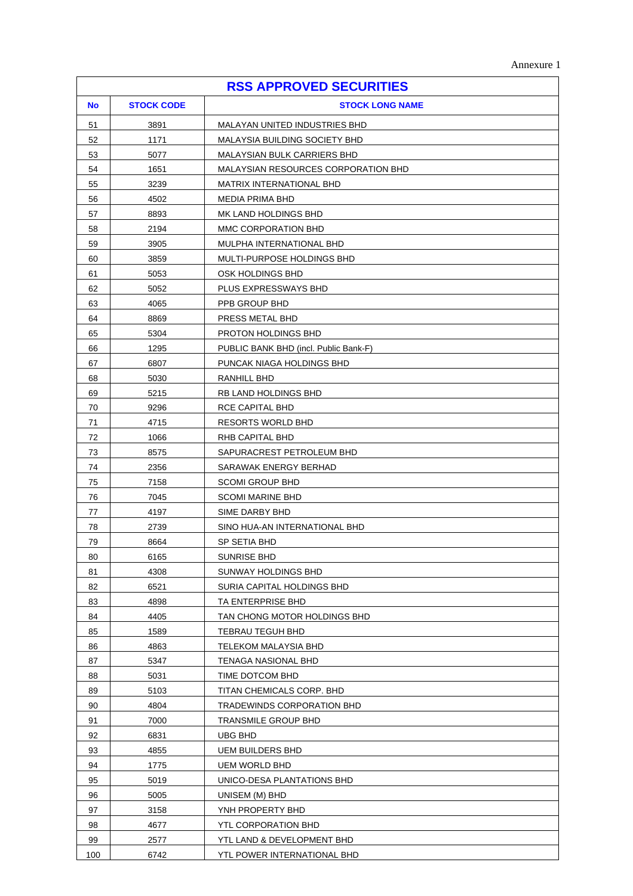Annexure 1

| RSS APPROVED SECURITIES | | |
|---|---|---|
| **No** | **STOCK CODE** | **STOCK LONG NAME** |
| 51 | 3891 | MALAYAN UNITED INDUSTRIES BHD |
| 52 | 1171 | MALAYSIA BUILDING SOCIETY BHD |
| 53 | 5077 | MALAYSIAN BULK CARRIERS BHD |
| 54 | 1651 | MALAYSIAN RESOURCES CORPORATION BHD |
| 55 | 3239 | MATRIX INTERNATIONAL BHD |
| 56 | 4502 | MEDIA PRIMA BHD |
| 57 | 8893 | MK LAND HOLDINGS BHD |
| 58 | 2194 | MMC CORPORATION BHD |
| 59 | 3905 | MULPHA INTERNATIONAL BHD |
| 60 | 3859 | MULTI-PURPOSE HOLDINGS BHD |
| 61 | 5053 | OSK HOLDINGS BHD |
| 62 | 5052 | PLUS EXPRESSWAYS BHD |
| 63 | 4065 | PPB GROUP BHD |
| 64 | 8869 | PRESS METAL BHD |
| 65 | 5304 | PROTON HOLDINGS BHD |
| 66 | 1295 | PUBLIC BANK BHD (incl. Public Bank-F) |
| 67 | 6807 | PUNCAK NIAGA HOLDINGS BHD |
| 68 | 5030 | RANHILL BHD |
| 69 | 5215 | RB LAND HOLDINGS BHD |
| 70 | 9296 | RCE CAPITAL BHD |
| 71 | 4715 | RESORTS WORLD BHD |
| 72 | 1066 | RHB CAPITAL BHD |
| 73 | 8575 | SAPURACREST PETROLEUM BHD |
| 74 | 2356 | SARAWAK ENERGY BERHAD |
| 75 | 7158 | SCOMI GROUP BHD |
| 76 | 7045 | SCOMI MARINE BHD |
| 77 | 4197 | SIME DARBY BHD |
| 78 | 2739 | SINO HUA-AN INTERNATIONAL BHD |
| 79 | 8664 | SP SETIA BHD |
| 80 | 6165 | SUNRISE BHD |
| 81 | 4308 | SUNWAY HOLDINGS BHD |
| 82 | 6521 | SURIA CAPITAL HOLDINGS BHD |
| 83 | 4898 | TA ENTERPRISE BHD |
| 84 | 4405 | TAN CHONG MOTOR HOLDINGS BHD |
| 85 | 1589 | TEBRAU TEGUH BHD |
| 86 | 4863 | TELEKOM MALAYSIA BHD |
| 87 | 5347 | TENAGA NASIONAL BHD |
| 88 | 5031 | TIME DOTCOM BHD |
| 89 | 5103 | TITAN CHEMICALS CORP. BHD |
| 90 | 4804 | TRADEWINDS CORPORATION BHD |
| 91 | 7000 | TRANSMILE GROUP BHD |
| 92 | 6831 | UBG BHD |
| 93 | 4855 | UEM BUILDERS BHD |
| 94 | 1775 | UEM WORLD BHD |
| 95 | 5019 | UNICO-DESA PLANTATIONS BHD |
| 96 | 5005 | UNISEM (M) BHD |
| 97 | 3158 | YNH PROPERTY BHD |
| 98 | 4677 | YTL CORPORATION BHD |
| 99 | 2577 | YTL LAND & DEVELOPMENT BHD |
| 100 | 6742 | YTL POWER INTERNATIONAL BHD |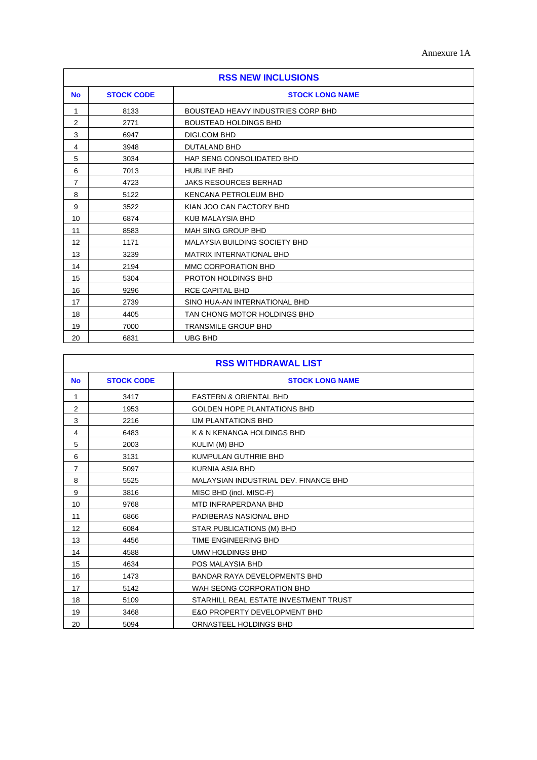Annexure 1A

## RSS NEW INCLUSIONS

| No | STOCK CODE | STOCK LONG NAME |
|---|---|---|
| 1 | 8133 | BOUSTEAD HEAVY INDUSTRIES CORP BHD |
| 2 | 2771 | BOUSTEAD HOLDINGS BHD |
| 3 | 6947 | DIGI.COM BHD |
| 4 | 3948 | DUTALAND BHD |
| 5 | 3034 | HAP SENG CONSOLIDATED BHD |
| 6 | 7013 | HUBLINE BHD |
| 7 | 4723 | JAKS RESOURCES BERHAD |
| 8 | 5122 | KENCANA PETROLEUM BHD |
| 9 | 3522 | KIAN JOO CAN FACTORY BHD |
| 10 | 6874 | KUB MALAYSIA BHD |
| 11 | 8583 | MAH SING GROUP BHD |
| 12 | 1171 | MALAYSIA BUILDING SOCIETY BHD |
| 13 | 3239 | MATRIX INTERNATIONAL BHD |
| 14 | 2194 | MMC CORPORATION BHD |
| 15 | 5304 | PROTON HOLDINGS BHD |
| 16 | 9296 | RCE CAPITAL BHD |
| 17 | 2739 | SINO HUA-AN INTERNATIONAL BHD |
| 18 | 4405 | TAN CHONG MOTOR HOLDINGS BHD |
| 19 | 7000 | TRANSMILE GROUP BHD |
| 20 | 6831 | UBG BHD |

## RSS WITHDRAWAL LIST

| No | STOCK CODE | STOCK LONG NAME |
|---|---|---|
| 1 | 3417 | EASTERN & ORIENTAL BHD |
| 2 | 1953 | GOLDEN HOPE PLANTATIONS BHD |
| 3 | 2216 | IJM PLANTATIONS BHD |
| 4 | 6483 | K & N KENANGA HOLDINGS BHD |
| 5 | 2003 | KULIM (M) BHD |
| 6 | 3131 | KUMPULAN GUTHRIE BHD |
| 7 | 5097 | KURNIA ASIA BHD |
| 8 | 5525 | MALAYSIAN INDUSTRIAL DEV. FINANCE BHD |
| 9 | 3816 | MISC BHD (incl. MISC-F) |
| 10 | 9768 | MTD INFRAPERDANA BHD |
| 11 | 6866 | PADIBERAS NASIONAL BHD |
| 12 | 6084 | STAR PUBLICATIONS (M) BHD |
| 13 | 4456 | TIME ENGINEERING BHD |
| 14 | 4588 | UMW HOLDINGS BHD |
| 15 | 4634 | POS MALAYSIA BHD |
| 16 | 1473 | BANDAR RAYA DEVELOPMENTS BHD |
| 17 | 5142 | WAH SEONG CORPORATION BHD |
| 18 | 5109 | STARHILL REAL ESTATE INVESTMENT TRUST |
| 19 | 3468 | E&O PROPERTY DEVELOPMENT BHD |
| 20 | 5094 | ORNASTEEL HOLDINGS BHD |